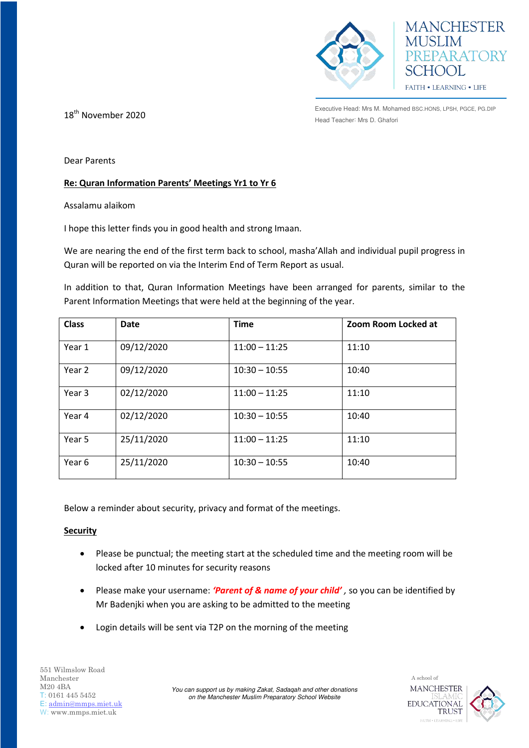MANCHESTER MUSLIM PREPARATORY SCHOOL

FAITH • LEARNING • LIFE

Executive Head: Mrs M. Mohamed BSC.HONS, LPSH, PGCE, PG.DIP
Head Teacher: Mrs D. Ghafori

18th November 2020

Dear Parents

**Re: Quran Information Parents' Meetings Yr1 to Yr 6**

Assalamu alaikom

I hope this letter finds you in good health and strong Imaan.

We are nearing the end of the first term back to school, masha'Allah and individual pupil progress in Quran will be reported on via the Interim End of Term Report as usual.

In addition to that, Quran Information Meetings have been arranged for parents, similar to the Parent Information Meetings that were held at the beginning of the year.

| Class | Date | Time | Zoom Room Locked at |
|---|---|---|---|
| Year 1 | 09/12/2020 | 11:00 – 11:25 | 11:10 |
| Year 2 | 09/12/2020 | 10:30 – 10:55 | 10:40 |
| Year 3 | 02/12/2020 | 11:00 – 11:25 | 11:10 |
| Year 4 | 02/12/2020 | 10:30 – 10:55 | 10:40 |
| Year 5 | 25/11/2020 | 11:00 – 11:25 | 11:10 |
| Year 6 | 25/11/2020 | 10:30 – 10:55 | 10:40 |

Below a reminder about security, privacy and format of the meetings.

**Security**

- Please be punctual; the meeting start at the scheduled time and the meeting room will be locked after 10 minutes for security reasons
- Please make your username: ***'Parent of & name of your child'*** , so you can be identified by Mr Badenjki when you are asking to be admitted to the meeting
- Login details will be sent via T2P on the morning of the meeting

551 Wilmslow Road
Manchester
M20 4BA
T: 0161 445 5452
E: admin@mmps.miet.uk
W: www.mmps.miet.uk

*You can support us by making Zakat, Sadaqah and other donations on the Manchester Muslim Preparatory School Website*

A school of MANCHESTER ISLAMIC EDUCATIONAL TRUST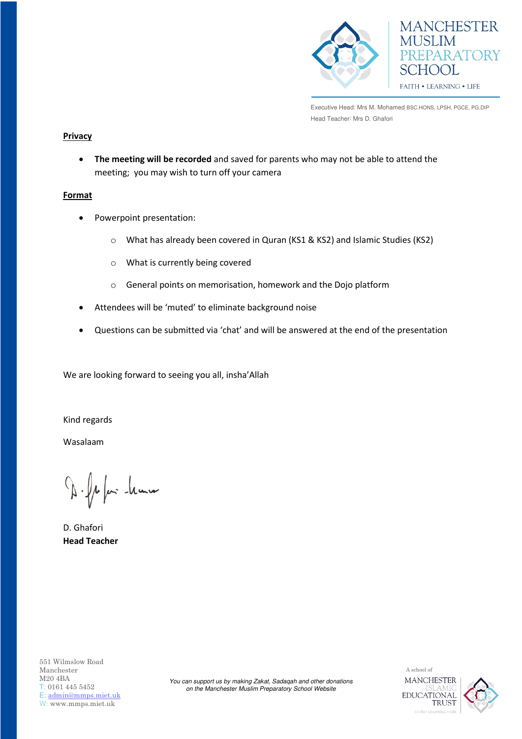**Privacy**

- **The meeting will be recorded** and saved for parents who may not be able to attend the meeting; you may wish to turn off your camera

**Format**

- Powerpoint presentation:
  - What has already been covered in Quran (KS1 & KS2) and Islamic Studies (KS2)
  - What is currently being covered
  - General points on memorisation, homework and the Dojo platform
- Attendees will be 'muted' to eliminate background noise
- Questions can be submitted via 'chat' and will be answered at the end of the presentation

We are looking forward to seeing you all, insha'Allah

Kind regards

Wasalaam

D. Ghafori
**Head Teacher**